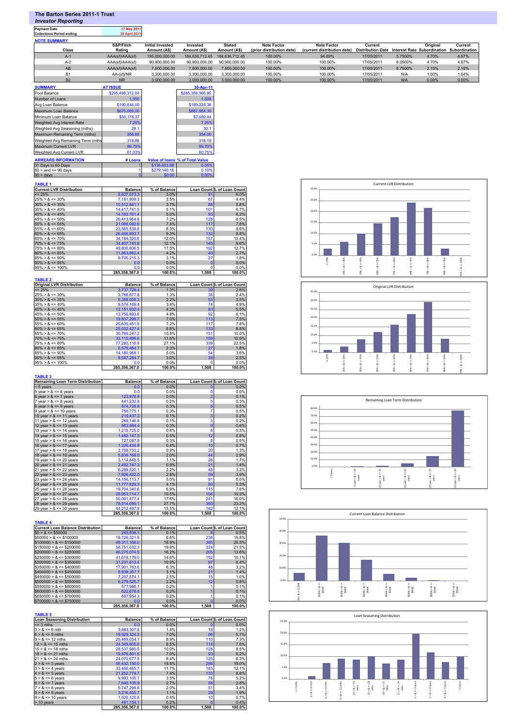# The Barton Series 2011-1 Trust

## *Investor Reporting*

| | |
|---|---|
| **Payment Date** | 17 May 2011 |
| **Collections Period ending** | 30 April 2011 |

**NOTE SUMMARY**

| Class | S&P/Fitch Rating | Initial Invested Amount (A$) | Invested Amount (A$) | Stated Amount (A$) | Note Factor (prior distribution date) | Note Factor (current distribution date) | Current Distribution Date | Interest Rate | Original Subordination | Current Subordination |
|---|---|---|---|---|---|---|---|---|---|---|
| A-1 | AAA(sf)/AAA(sf) | 195,000,000.00 | 184,636,712.45 | 184,636,712.45 | 100.00% | 94.69% | 17/05/2011 | 5.7500% | 4.70% | 4.87% |
| A-2 | AAA(sf)/AAA(sf) | 90,900,000.00 | 90,900,000.00 | 90,900,000.00 | 100.00% | 100.00% | 17/05/2011 | 6.0500% | 4.70% | 4.87% |
| AB | AAA(sf)/AAA(sf) | 7,800,000.00 | 7,800,000.00 | 7,800,000.00 | 100.00% | 100.00% | 17/05/2011 | 6.7500% | 2.10% | 2.18% |
| B1 | AA-(sf)/NR | 3,300,000.00 | 3,300,000.00 | 3,300,000.00 | 100.00% | 100.00% | 17/05/2011 | N/A | 1.00% | 1.04% |
| B2 | NR | 3,000,000.00 | 3,000,000.00 | 3,000,000.00 | 100.00% | 100.00% | 17/05/2011 | N/A | 0.00% | 0.00% |

| SUMMARY | AT ISSUE | 30-Apr-11 |
|---|---|---|
| Pool Balance | $295,498,312.04 | $285,356,366.95 |
| Number of Loans | 1,550 | 1,508 |
| Avg Loan Balance | $190,644.00 | $189,228.36 |
| Maximum Loan Balance | $670,069.00 | $667,954.30 |
| Minimum Loan Balance | $50,178.37 | $7,080.44 |
| Weighted Avg Interest Rate | 7.25% | 7.25% |
| Weighted Avg Seasoning (mths) | 28.1 | 30.1 |
| Maximum Remaining Term (mths) | 356.65 | 354.00 |
| Weighted Avg Remaining Term (mths) | 318.86 | 316.19 |
| Maximum Current LVR | 89.75% | 89.70% |
| Weighted Avg Current LVR | 61.03% | 60.75% |

| ARREARS INFORMATION | # Loans | Value of loans | % of Total Value |
|---|---|---|---|
| 31 Days to 60 Days | 1 | $135,653.98 | 0.05% |
| 60 > and <= 90 days | 1 | $279,140.16 | 0.10% |
| 90 > days | 0 | $0.00 | 0.00% |

**TABLE 1**

| Current LVR Distribution | Balance | % of Balance | Loan Count | % of Loan Count |
|---|---|---|---|---|
| <= 25% | 8,627,073.3 | 3.0% | 91 | 6.0% |
| 25% > & <= 30% | 7,181,909.3 | 2.5% | 67 | 4.4% |
| 30% > & <= 35% | 10,512,841.1 | 3.7% | 88 | 5.8% |
| 35% > & <= 40% | 14,417,741.5 | 5.1% | 101 | 6.7% |
| 40% > & <= 45% | 14,162,761.4 | 5.0% | 93 | 6.2% |
| 45% > & <= 50% | 20,413,964.8 | 7.2% | 128 | 8.5% |
| 50% > & <= 55% | 21,066,092.6 | 7.4% | 117 | 7.8% |
| 55% > & <= 60% | 23,565,538.8 | 8.3% | 130 | 8.6% |
| 60% > & <= 65% | 26,446,693.7 | 9.3% | 132 | 8.8% |
| 65% > & <= 70% | 34,184,320.6 | 12.0% | 157 | 10.4% |
| 70% > & <= 75% | 34,407,745.8 | 12.1% | 145 | 9.6% |
| 75% > & <= 80% | 49,800,606.5 | 17.5% | 192 | 12.7% |
| 80% > & <= 85% | 11,863,862.4 | 4.2% | 40 | 2.7% |
| 85% > & <= 90% | 8,705,215.3 | 3.1% | 27 | 1.8% |
| 90% > & <= 95% | 0.0 | 0.0% | 0 | 0.0% |
| 95% > & <= 100% | 0.0 | 0.0% | 0 | 0.0% |
| | 285,356,367.0 | 100.0% | 1,508 | 100.0% |

**TABLE 2**

| Original LVR Distribution | Balance | % of Balance | Loan Count | % of Loan Count |
|---|---|---|---|---|
| <= 25% | 3,737,728.4 | 1.3% | 39 | 2.6% |
| 25% > & <= 30% | 3,768,877.8 | 1.3% | 36 | 2.4% |
| 30% > & <= 35% | 6,358,008.3 | 2.2% | 53 | 3.5% |
| 35% > & <= 40% | 9,574,169.4 | 3.4% | 74 | 4.9% |
| 40% > & <= 45% | 12,151,932.4 | 4.3% | 83 | 5.5% |
| 45% > & <= 50% | 13,756,893.6 | 4.8% | 92 | 6.1% |
| 50% > & <= 55% | 19,837,299.7 | 7.0% | 113 | 7.5% |
| 55% > & <= 60% | 20,635,451.9 | 7.2% | 117 | 7.8% |
| 60% > & <= 65% | 25,032,427.4 | 8.8% | 133 | 8.8% |
| 65% > & <= 70% | 30,766,247.2 | 10.8% | 151 | 10.0% |
| 70% > & <= 75% | 33,110,496.6 | 11.6% | 159 | 10.5% |
| 75% > & <= 80% | 77,280,116.9 | 27.1% | 339 | 22.5% |
| 80% > & <= 85% | 6,578,464.7 | 2.3% | 27 | 1.8% |
| 85% > & <= 90% | 14,180,968.1 | 5.0% | 54 | 3.6% |
| 90% > & <= 95% | 8,587,284.7 | 3.0% | 38 | 2.5% |
| 95% > & <= 100% | 0.0 | 0.0% | 0 | 0.0% |
| | 285,356,367.0 | 100.0% | 1,508 | 100.0% |

**TABLE 3**

| Remaining Loan Term Distribution | Balance | % of Balance | Loan Count | % of Loan Count |
|---|---|---|---|---|
| < 5 years | 0.0 | 0.0% | 0 | 0.0% |
| 5 year > & <= 6 years | 0.0 | 0.0% | 0 | 0.0% |
| 6 year > & <= 7 years | 123,978.9 | 0.0% | 2 | 0.1% |
| 7 year > & <= 8 years | 441,232.8 | 0.2% | 5 | 0.3% |
| 8 year > & <= 9 years | 874,728.8 | 0.3% | 8 | 0.5% |
| 9 year > & <= 10 years | 756,775.1 | 0.3% | 7 | 0.5% |
| 10 year > & <= 11 years | 219,437.3 | 0.1% | 3 | 0.2% |
| 11 year > & <= 12 years | 269,146.8 | 0.1% | 3 | 0.2% |
| 12 year > & <= 13 years | 863,564.4 | 0.3% | 9 | 0.6% |
| 13 year > & <= 14 years | 1,215,725.0 | 0.4% | 8 | 0.5% |
| 14 year > & <= 15 years | 1,462,147.5 | 0.5% | 12 | 0.8% |
| 15 year > & <= 16 years | 727,087.8 | 0.3% | 8 | 0.5% |
| 16 year > & <= 17 years | 1,220,434.8 | 0.4% | 10 | 0.7% |
| 17 year > & <= 18 years | 2,708,733.2 | 0.9% | 20 | 1.3% |
| 18 year > & <= 19 years | 5,639,168.0 | 2.0% | 44 | 2.9% |
| 19 year > & <= 20 years | 3,114,848.5 | 1.1% | 26 | 1.7% |
| 20 year > & <= 21 years | 2,492,747.3 | 0.9% | 21 | 1.4% |
| 21 year > & <= 22 years | 6,289,520.1 | 2.2% | 48 | 3.2% |
| 22 year > & <= 23 years | 7,926,422.0 | 2.8% | 59 | 3.9% |
| 23 year > & <= 24 years | 14,156,113.7 | 5.0% | 91 | 6.0% |
| 24 year > & <= 25 years | 11,777,829.3 | 4.1% | 80 | 5.3% |
| 25 year > & <= 26 years | 19,704,340.6 | 6.9% | 115 | 7.6% |
| 26 year > & <= 27 years | 29,953,714.7 | 10.5% | 156 | 10.3% |
| 27 year > & <= 28 years | 50,091,477.4 | 17.6% | 241 | 16.0% |
| 28 year > & <= 29 years | 78,914,695.1 | 27.7% | 350 | 23.2% |
| 29 year > & <= 30 years | 44,212,497.9 | 15.5% | 182 | 12.1% |
| | 285,356,367.0 | 100.0% | 1,508 | 100.0% |

**TABLE 4**

| Current Loan Balance Distribution | Balance | % of Balance | Loan Count | % of Loan Count |
|---|---|---|---|---|
| $0 > & <= $50000 | 245,838.1 | 0.1% | 8 | 0.5% |
| $50000 > & <= $100000 | 18,726,321.9 | 6.6% | 238 | 15.8% |
| $100000 > & <= $150000 | 48,311,166.0 | 16.9% | 385 | 25.5% |
| $150000 > & <= $200000 | 56,751,032.3 | 19.9% | 324 | 21.5% |
| $200000 > & <= $250000 | 46,275,074.5 | 16.2% | 205 | 13.6% |
| $250000 > & <= $300000 | 41,619,179.0 | 14.6% | 152 | 10.1% |
| $300000 > & <= $350000 | 31,231,613.4 | 10.9% | 97 | 6.4% |
| $350000 > & <= $400000 | 17,901,763.6 | 6.3% | 48 | 3.2% |
| $400000 > & <= $450000 | 8,938,357.7 | 3.1% | 21 | 1.4% |
| $450000 > & <= $500000 | 7,207,874.1 | 2.5% | 15 | 1.0% |
| $500000 > & <= $550000 | 6,279,525.7 | 2.2% | 12 | 0.8% |
| $550000 > & <= $600000 | 577,988.1 | 0.2% | 1 | 0.1% |
| $600000 > & <= $650000 | 622,678.4 | 0.2% | 1 | 0.1% |
| $650000 > & <= $700000 | 667,954.3 | 0.2% | 1 | 0.1% |
| $700000 > & <= $750000 | 0.0 | 0.0% | 0 | 0.0% |
| | 285,356,367.0 | 100.0% | 1,508 | 100.0% |

**TABLE 5**

| Loan Seasoning Distribution | Balance | % of Balance | Loan Count | % of Loan Count |
|---|---|---|---|---|
| <= 3 mths | 0.0 | 0.0% | 0 | 0.0% |
| 3 > & <= 6 mth | 3,863,307.6 | 1.4% | 18 | 1.2% |
| 6 > & <= 9 mths | 19,929,324.3 | 7.0% | 86 | 5.7% |
| 9 > & <= 12 mths | 25,469,034.1 | 8.9% | 110 | 7.3% |
| 12 > & <= 15 mths | 24,349,605.6 | 8.5% | 114 | 7.6% |
| 15 > & <= 18 mths | 28,537,980.5 | 10.0% | 128 | 8.5% |
| 18 > & <= 21 mths | 19,876,801.5 | 7.0% | 93 | 6.2% |
| 21 > & <= 24 mths | 24,070,677.5 | 8.4% | 125 | 8.3% |
| 2 > & <= 3 years | 56,432,150.0 | 19.8% | 286 | 19.0% |
| 3 > & <= 4 years | 33,466,465.7 | 11.7% | 183 | 12.1% |
| 4 > & <= 5 years | 21,252,779.7 | 7.4% | 133 | 8.8% |
| 5 > & <= 6 years | 9,993,105.7 | 3.5% | 78 | 5.2% |
| 6 > & <= 7 years | 7,640,105.9 | 2.7% | 58 | 3.8% |
| 7 > & <= 8 years | 5,747,298.6 | 2.0% | 51 | 3.4% |
| 8 > & <= 9 years | 3,216,455.7 | 1.1% | 29 | 1.9% |
| 9 > & <= 10 years | 1,020,120.6 | 0.4% | 10 | 0.7% |
| > 10 years | 491,154.1 | 0.2% | 6 | 0.4% |
| | 285,356,367.0 | 100.0% | 1,508 | 100.0% |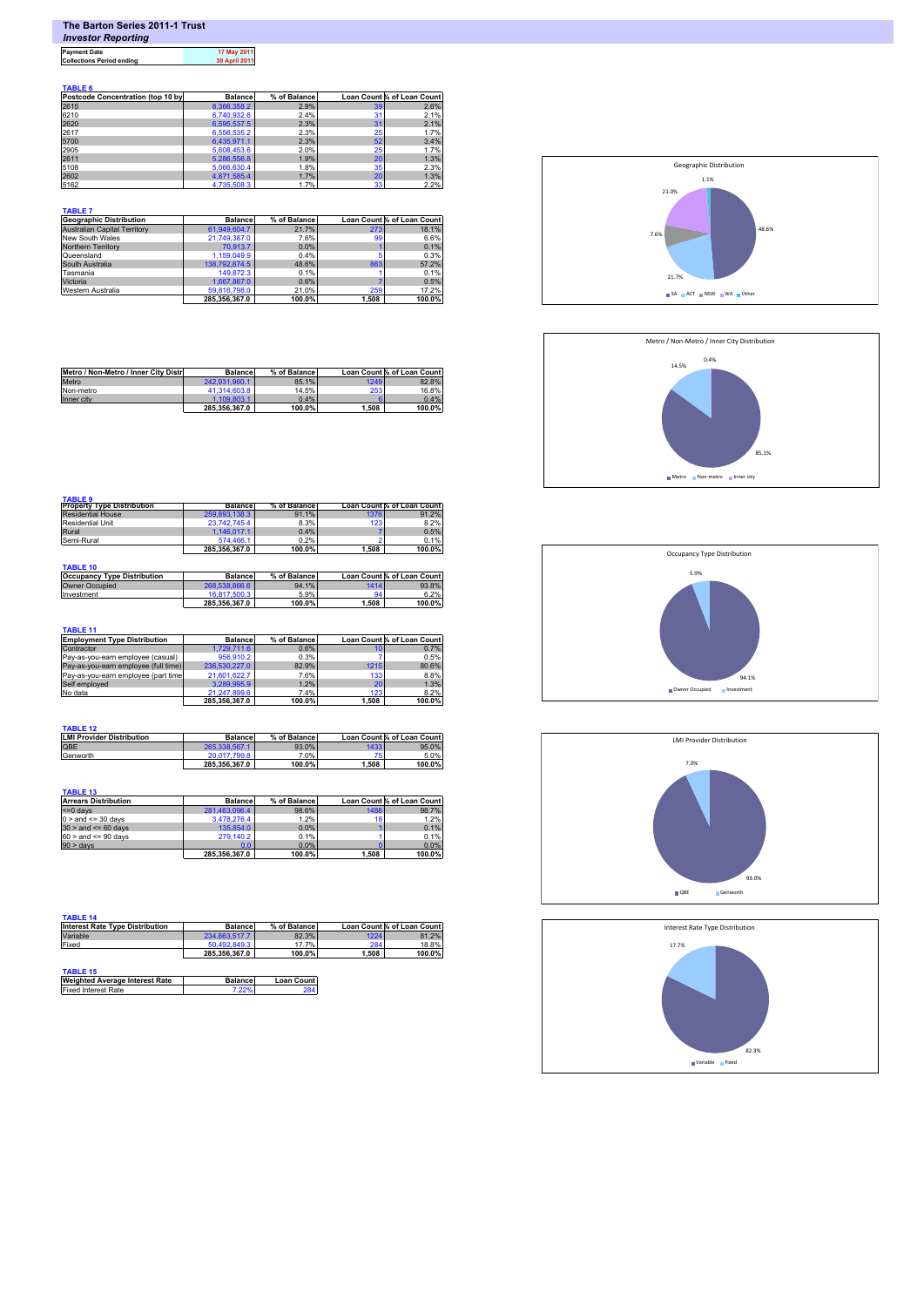# The Barton Series 2011-1 Trust
*Investor Reporting*

| | |
|---|---|
| Payment Date | 17 May 2011 |
| Collections Period ending | 30 April 2011 |

**TABLE 6**

| Postcode Concentration (top 10 by | Balance | % of Balance | Loan Count | % of Loan Count |
|---|---|---|---|---|
| 2615 | 8,366,358.2 | 2.9% | 39 | 2.6% |
| 6210 | 6,740,932.6 | 2.4% | 31 | 2.1% |
| 2620 | 6,595,537.5 | 2.3% | 31 | 2.1% |
| 2617 | 6,556,535.2 | 2.3% | 25 | 1.7% |
| 5700 | 6,435,971.1 | 2.3% | 52 | 3.4% |
| 2905 | 5,608,453.6 | 2.0% | 25 | 1.7% |
| 2611 | 5,286,556.8 | 1.9% | 20 | 1.3% |
| 5108 | 5,066,630.4 | 1.8% | 35 | 2.3% |
| 2602 | 4,871,585.4 | 1.7% | 20 | 1.3% |
| 5162 | 4,735,508.3 | 1.7% | 33 | 2.2% |

**TABLE 7**

| Geographic Distribution | Balance | % of Balance | Loan Count | % of Loan Count |
|---|---|---|---|---|
| Australian Capital Territory | 61,949,604.7 | 21.7% | 273 | 18.1% |
| New South Wales | 21,749,387.0 | 7.6% | 99 | 6.6% |
| Northern Territory | 70,913.7 | 0.0% | 1 | 0.1% |
| Queensland | 1,159,049.9 | 0.4% | 5 | 0.3% |
| South Australia | 138,792,874.5 | 48.6% | 863 | 57.2% |
| Tasmania | 149,872.3 | 0.1% | 1 | 0.1% |
| Victoria | 1,667,867.0 | 0.6% | 7 | 0.5% |
| Western Australia | 59,816,798.0 | 21.0% | 259 | 17.2% |
| | 285,356,367.0 | 100.0% | 1,508 | 100.0% |

Geographic Distribution
1.1%
21.0%
7.6%
48.6%
21.7%
SA ACT NSW WA Other

| Metro / Non-Metro / Inner City Distr | Balance | % of Balance | Loan Count | % of Loan Count |
|---|---|---|---|---|
| Metro | 242,931,960.1 | 85.1% | 1249 | 82.8% |
| Non-metro | 41,314,603.8 | 14.5% | 253 | 16.8% |
| Inner city | 1,109,803.1 | 0.4% | 6 | 0.4% |
| | 285,356,367.0 | 100.0% | 1,508 | 100.0% |

Metro / Non-Metro / Inner City Distribution
0.4%
14.5%
85.1%
Metro Non-metro Inner city

**TABLE 9**

| Property Type Distribution | Balance | % of Balance | Loan Count | % of Loan Count |
|---|---|---|---|---|
| Residential House | 259,893,138.3 | 91.1% | 1376 | 91.2% |
| Residential Unit | 23,742,745.4 | 8.3% | 123 | 8.2% |
| Rural | 1,146,017.1 | 0.4% | 7 | 0.5% |
| Semi-Rural | 574,466.1 | 0.2% | 2 | 0.1% |
| | 285,356,367.0 | 100.0% | 1,508 | 100.0% |

**TABLE 10**

| Occupancy Type Distribution | Balance | % of Balance | Loan Count | % of Loan Count |
|---|---|---|---|---|
| Owner Occupied | 268,538,866.6 | 94.1% | 1414 | 93.8% |
| Investment | 16,817,500.3 | 5.9% | 94 | 6.2% |
| | 285,356,367.0 | 100.0% | 1,508 | 100.0% |

Occupancy Type Distribution
5.9%
94.1%
Owner Occupied Investment

**TABLE 11**

| Employment Type Distribution | Balance | % of Balance | Loan Count | % of Loan Count |
|---|---|---|---|---|
| Contractor | 1,729,711.6 | 0.6% | 10 | 0.7% |
| Pay-as-you-earn employee (casual) | 956,910.2 | 0.3% | 7 | 0.5% |
| Pay-as-you-earn employee (full time) | 236,530,227.0 | 82.9% | 1215 | 80.6% |
| Pay-as-you-earn employee (part time | 21,601,622.7 | 7.6% | 133 | 8.8% |
| Self employed | 3,289,995.9 | 1.2% | 20 | 1.3% |
| No data | 21,247,899.6 | 7.4% | 123 | 8.2% |
| | 285,356,367.0 | 100.0% | 1,508 | 100.0% |

**TABLE 12**

| LMI Provider Distribution | Balance | % of Balance | Loan Count | % of Loan Count |
|---|---|---|---|---|
| QBE | 265,338,567.1 | 93.0% | 1433 | 95.0% |
| Genworth | 20,017,799.8 | 7.0% | 75 | 5.0% |
| | 285,356,367.0 | 100.0% | 1,508 | 100.0% |

LMI Provider Distribution
7.0%
93.0%
QBE Genworth

**TABLE 13**

| Arrears Distribution | Balance | % of Balance | Loan Count | % of Loan Count |
|---|---|---|---|---|
| <=0 days | 281,463,096.4 | 98.6% | 1488 | 98.7% |
| 0 > and <= 30 days | 3,478,276.4 | 1.2% | 18 | 1.2% |
| 30 > and <= 60 days | 135,854.0 | 0.0% | 1 | 0.1% |
| 60 > and <= 90 days | 279,140.2 | 0.1% | 1 | 0.1% |
| 90 > days | 0.0 | 0.0% | 0 | 0.0% |
| | 285,356,367.0 | 100.0% | 1,508 | 100.0% |

**TABLE 14**

| Interest Rate Type Distribution | Balance | % of Balance | Loan Count | % of Loan Count |
|---|---|---|---|---|
| Variable | 234,863,517.7 | 82.3% | 1224 | 81.2% |
| Fixed | 50,492,849.3 | 17.7% | 284 | 18.8% |
| | 285,356,367.0 | 100.0% | 1,508 | 100.0% |

**TABLE 15**

| Weighted Average Interest Rate | Balance | Loan Count |
|---|---|---|
| Fixed Interest Rate | 7.22% | 284 |

Interest Rate Type Distribution
17.7%
82.3%
Variable Fixed